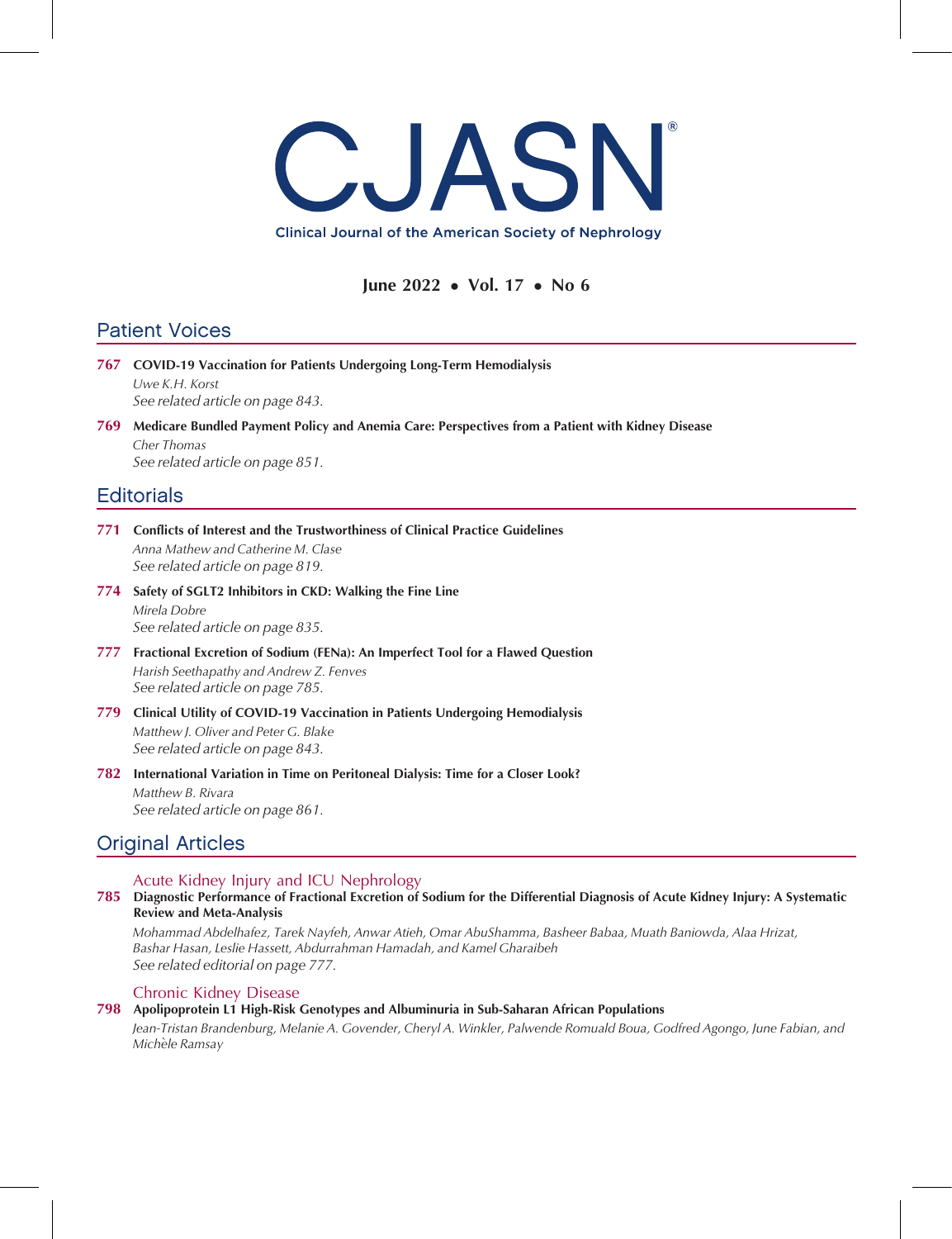# CJASN

Clinical Journal of the American Society of Nephrology

**June 2022 • Vol. 17 • No 6**

## Patient Voices

**767 COVID-19 Vaccination for Patients Undergoing Long-Term Hemodialysis**
*Uwe K.H. Korst*
*See related article on page 843.*

**769 Medicare Bundled Payment Policy and Anemia Care: Perspectives from a Patient with Kidney Disease**
*Cher Thomas*
*See related article on page 851.*

## Editorials

**771 Conflicts of Interest and the Trustworthiness of Clinical Practice Guidelines**
*Anna Mathew and Catherine M. Clase*
*See related article on page 819.*

**774 Safety of SGLT2 Inhibitors in CKD: Walking the Fine Line**
*Mirela Dobre*
*See related article on page 835.*

**777 Fractional Excretion of Sodium (FENa): An Imperfect Tool for a Flawed Question**
*Harish Seethapathy and Andrew Z. Fenves*
*See related article on page 785.*

**779 Clinical Utility of COVID-19 Vaccination in Patients Undergoing Hemodialysis**
*Matthew J. Oliver and Peter G. Blake*
*See related article on page 843.*

**782 International Variation in Time on Peritoneal Dialysis: Time for a Closer Look?**
*Matthew B. Rivara*
*See related article on page 861.*

## Original Articles

### Acute Kidney Injury and ICU Nephrology

**785 Diagnostic Performance of Fractional Excretion of Sodium for the Differential Diagnosis of Acute Kidney Injury: A Systematic Review and Meta-Analysis**
*Mohammad Abdelhafez, Tarek Nayfeh, Anwar Atieh, Omar AbuShamma, Basheer Babaa, Muath Baniowda, Alaa Hrizat, Bashar Hasan, Leslie Hassett, Abdurrahman Hamadah, and Kamel Gharaibeh*
*See related editorial on page 777.*

### Chronic Kidney Disease

**798 Apolipoprotein L1 High-Risk Genotypes and Albuminuria in Sub-Saharan African Populations**
*Jean-Tristan Brandenburg, Melanie A. Govender, Cheryl A. Winkler, Palwende Romuald Boua, Godfred Agongo, June Fabian, and Michèle Ramsay*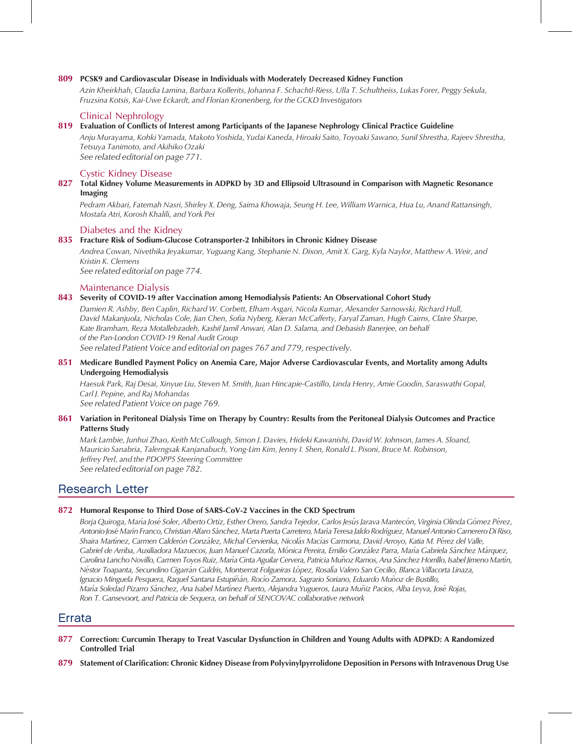**809** **PCSK9 and Cardiovascular Disease in Individuals with Moderately Decreased Kidney Function**

*Azin Kheirkhah, Claudia Lamina, Barbara Kollerits, Johanna F. Schachtl-Riess, Ulla T. Schultheiss, Lukas Forer, Peggy Sekula, Fruzsina Kotsis, Kai-Uwe Eckardt, and Florian Kronenberg, for the GCKD Investigators*

### Clinical Nephrology

**819** **Evaluation of Conflicts of Interest among Participants of the Japanese Nephrology Clinical Practice Guideline**

*Anju Murayama, Kohki Yamada, Makoto Yoshida, Yudai Kaneda, Hiroaki Saito, Toyoaki Sawano, Sunil Shrestha, Rajeev Shrestha, Tetsuya Tanimoto, and Akihiko Ozaki*
*See related editorial on page 771.*

### Cystic Kidney Disease

**827** **Total Kidney Volume Measurements in ADPKD by 3D and Ellipsoid Ultrasound in Comparison with Magnetic Resonance Imaging**

*Pedram Akbari, Fatemah Nasri, Shirley X. Deng, Saima Khowaja, Seung H. Lee, William Warnica, Hua Lu, Anand Rattansingh, Mostafa Atri, Korosh Khalili, and York Pei*

### Diabetes and the Kidney

**835** **Fracture Risk of Sodium-Glucose Cotransporter-2 Inhibitors in Chronic Kidney Disease**

*Andrea Cowan, Nivethika Jeyakumar, Yuguang Kang, Stephanie N. Dixon, Amit X. Garg, Kyla Naylor, Matthew A. Weir, and Kristin K. Clemens*
*See related editorial on page 774.*

### Maintenance Dialysis

**843** **Severity of COVID-19 after Vaccination among Hemodialysis Patients: An Observational Cohort Study**

*Damien R. Ashby, Ben Caplin, Richard W. Corbett, Elham Asgari, Nicola Kumar, Alexander Sarnowski, Richard Hull, David Makanjuola, Nicholas Cole, Jian Chen, Sofia Nyberg, Kieran McCafferty, Faryal Zaman, Hugh Cairns, Claire Sharpe, Kate Bramham, Reza Motallebzadeh, Kashif Jamil Anwari, Alan D. Salama, and Debasish Banerjee, on behalf of the Pan-London COVID-19 Renal Audit Group*
*See related Patient Voice and editorial on pages 767 and 779, respectively.*

**851** **Medicare Bundled Payment Policy on Anemia Care, Major Adverse Cardiovascular Events, and Mortality among Adults Undergoing Hemodialysis**

*Haesuk Park, Raj Desai, Xinyue Liu, Steven M. Smith, Juan Hincapie-Castillo, Linda Henry, Amie Goodin, Saraswathi Gopal, Carl J. Pepine, and Raj Mohandas*
*See related Patient Voice on page 769.*

**861** **Variation in Peritoneal Dialysis Time on Therapy by Country: Results from the Peritoneal Dialysis Outcomes and Practice Patterns Study**

*Mark Lambie, Junhui Zhao, Keith McCullough, Simon J. Davies, Hideki Kawanishi, David W. Johnson, James A. Sloand, Mauricio Sanabria, Talerngsak Kanjanabuch, Yong-Lim Kim, Jenny I. Shen, Ronald L. Pisoni, Bruce M. Robinson, Jeffrey Perl, and the PDOPPS Steering Committee*
*See related editorial on page 782.*

## Research Letter

**872** **Humoral Response to Third Dose of SARS-CoV-2 Vaccines in the CKD Spectrum**

*Borja Quiroga, María José Soler, Alberto Ortiz, Esther Orero, Sandra Tejedor, Carlos Jesús Jarava Mantecón, Virginia Olinda Gómez Pérez, Antonio José Marín Franco, Christian Alfaro Sánchez, Marta Puerta Carretero, María Teresa Jaldo Rodríguez, Manuel Antonio Carnerero Di Riso, Shaira Martínez, Carmen Calderón González, Michal Cervienka, Nicolás Macías Carmona, David Arroyo, Katia M. Pérez del Valle, Gabriel de Arriba, Auxiliadora Mazuecos, Juan Manuel Cazorla, Mónica Pereira, Emilio González Parra, María Gabriela Sánchez Márquez, Carolina Lancho Novillo, Carmen Toyos Ruiz, María Cinta Aguilar Cervera, Patricia Muñoz Ramos, Ana Sánchez Horrillo, Isabel Jimeno Martín, Néstor Toapanta, Secundino Cigarrán Guldris, Montserrat Folgueiras López, Rosalía Valero San Cecilio, Blanca Villacorta Linaza, Ignacio Minguela Pesquera, Raquel Santana Estupiñán, Rocío Zamora, Sagrario Soriano, Eduardo Muñoz de Bustillo, María Soledad Pizarro Sánchez, Ana Isabel Martínez Puerto, Alejandra Yugueros, Laura Muñiz Pacios, Alba Leyva, José Rojas, Ron T. Gansevoort, and Patricia de Sequera, on behalf of SENCOVAC collaborative network*

## Errata

**877** **Correction: Curcumin Therapy to Treat Vascular Dysfunction in Children and Young Adults with ADPKD: A Randomized Controlled Trial**

**879** **Statement of Clarification: Chronic Kidney Disease from Polyvinylpyrrolidone Deposition in Persons with Intravenous Drug Use**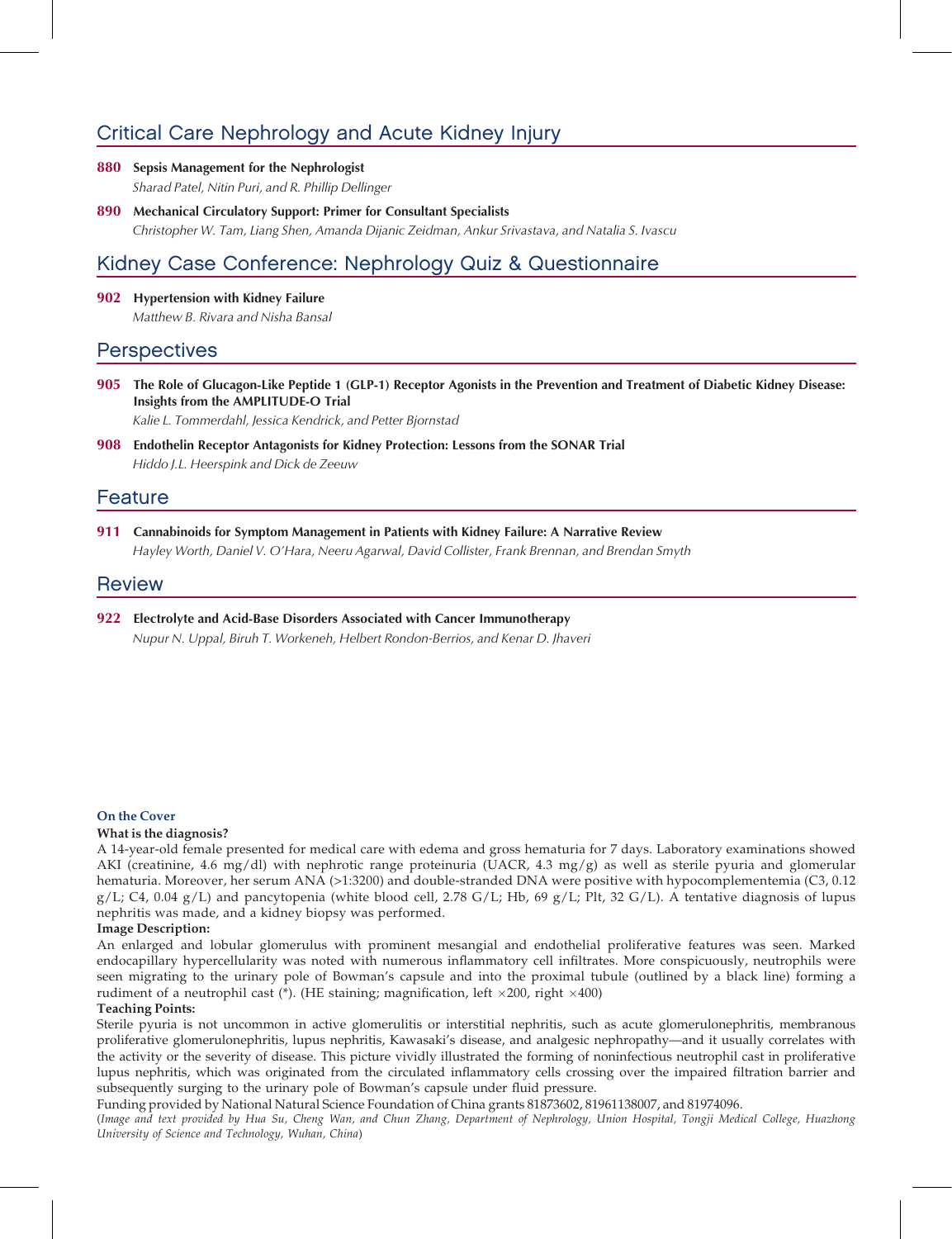## Critical Care Nephrology and Acute Kidney Injury

**880 Sepsis Management for the Nephrologist**
*Sharad Patel, Nitin Puri, and R. Phillip Dellinger*

**890 Mechanical Circulatory Support: Primer for Consultant Specialists**
*Christopher W. Tam, Liang Shen, Amanda Dijanic Zeidman, Ankur Srivastava, and Natalia S. Ivascu*

## Kidney Case Conference: Nephrology Quiz & Questionnaire

**902 Hypertension with Kidney Failure**
*Matthew B. Rivara and Nisha Bansal*

## Perspectives

**905 The Role of Glucagon-Like Peptide 1 (GLP-1) Receptor Agonists in the Prevention and Treatment of Diabetic Kidney Disease: Insights from the AMPLITUDE-O Trial**
*Kalie L. Tommerdahl, Jessica Kendrick, and Petter Bjornstad*

**908 Endothelin Receptor Antagonists for Kidney Protection: Lessons from the SONAR Trial**
*Hiddo J.L. Heerspink and Dick de Zeeuw*

## Feature

**911 Cannabinoids for Symptom Management in Patients with Kidney Failure: A Narrative Review**
*Hayley Worth, Daniel V. O'Hara, Neeru Agarwal, David Collister, Frank Brennan, and Brendan Smyth*

## Review

**922 Electrolyte and Acid-Base Disorders Associated with Cancer Immunotherapy**
*Nupur N. Uppal, Biruh T. Workeneh, Helbert Rondon-Berrios, and Kenar D. Jhaveri*

### On the Cover

**What is the diagnosis?**

A 14-year-old female presented for medical care with edema and gross hematuria for 7 days. Laboratory examinations showed AKI (creatinine, 4.6 mg/dl) with nephrotic range proteinuria (UACR, 4.3 mg/g) as well as sterile pyuria and glomerular hematuria. Moreover, her serum ANA (>1:3200) and double-stranded DNA were positive with hypocomplementemia (C3, 0.12 g/L; C4, 0.04 g/L) and pancytopenia (white blood cell, 2.78 G/L; Hb, 69 g/L; Plt, 32 G/L). A tentative diagnosis of lupus nephritis was made, and a kidney biopsy was performed.

**Image Description:**

An enlarged and lobular glomerulus with prominent mesangial and endothelial proliferative features was seen. Marked endocapillary hypercellularity was noted with numerous inflammatory cell infiltrates. More conspicuously, neutrophils were seen migrating to the urinary pole of Bowman's capsule and into the proximal tubule (outlined by a black line) forming a rudiment of a neutrophil cast (*). (HE staining; magnification, left $\times 200$, right $\times 400$)

**Teaching Points:**

Sterile pyuria is not uncommon in active glomerulitis or interstitial nephritis, such as acute glomerulonephritis, membranous proliferative glomerulonephritis, lupus nephritis, Kawasaki's disease, and analgesic nephropathy—and it usually correlates with the activity or the severity of disease. This picture vividly illustrated the forming of noninfectious neutrophil cast in proliferative lupus nephritis, which was originated from the circulated inflammatory cells crossing over the impaired filtration barrier and subsequently surging to the urinary pole of Bowman's capsule under fluid pressure.

Funding provided by National Natural Science Foundation of China grants 81873602, 81961138007, and 81974096.

(*Image and text provided by Hua Su, Cheng Wan, and Chun Zhang, Department of Nephrology, Union Hospital, Tongji Medical College, Huazhong University of Science and Technology, Wuhan, China*)